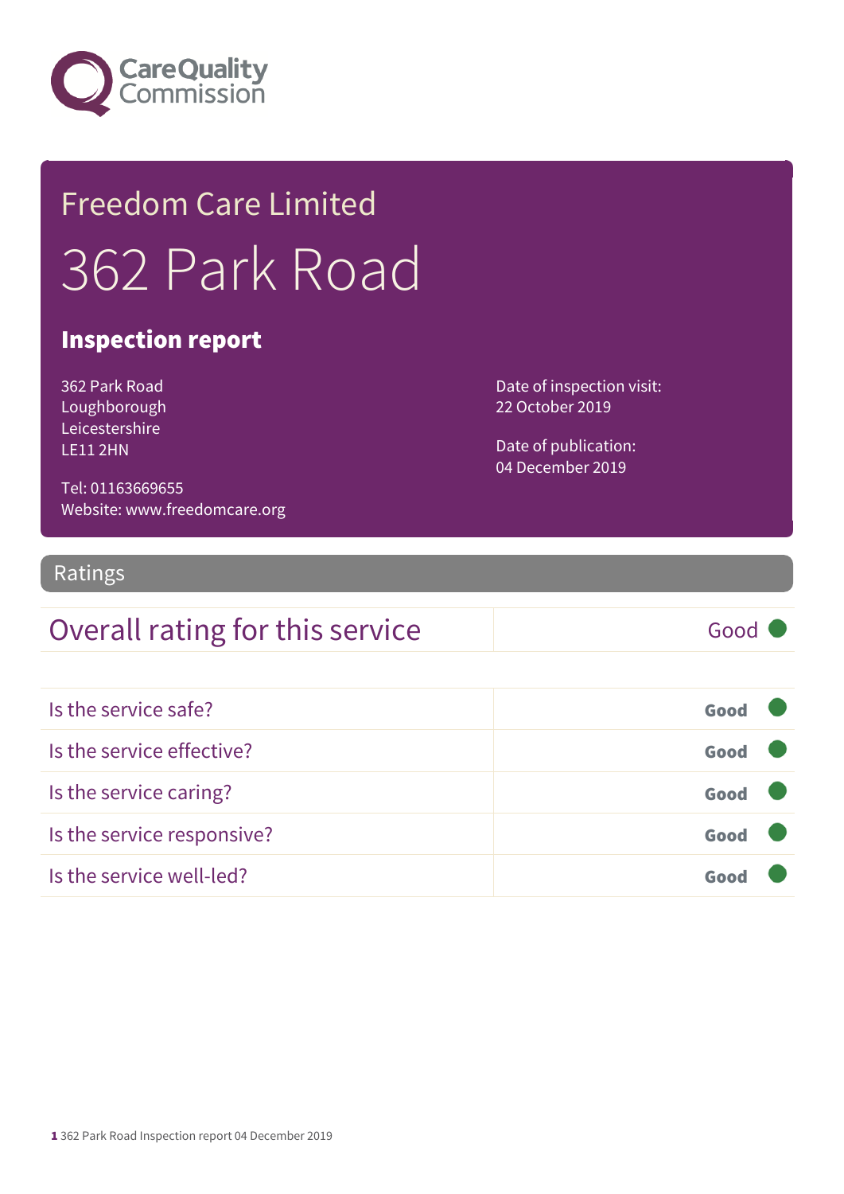Care Quality Commission

# Freedom Care Limited

# 362 Park Road

## Inspection report

362 Park Road
Loughborough
Leicestershire
LE11 2HN

Tel: 01163669655
Website: www.freedomcare.org

Date of inspection visit:
22 October 2019

Date of publication:
04 December 2019

## Ratings

| Overall rating for this service | Good |
|---|---|

| | |
|---|---|
| Is the service safe? | Good |
| Is the service effective? | Good |
| Is the service caring? | Good |
| Is the service responsive? | Good |
| Is the service well-led? | Good |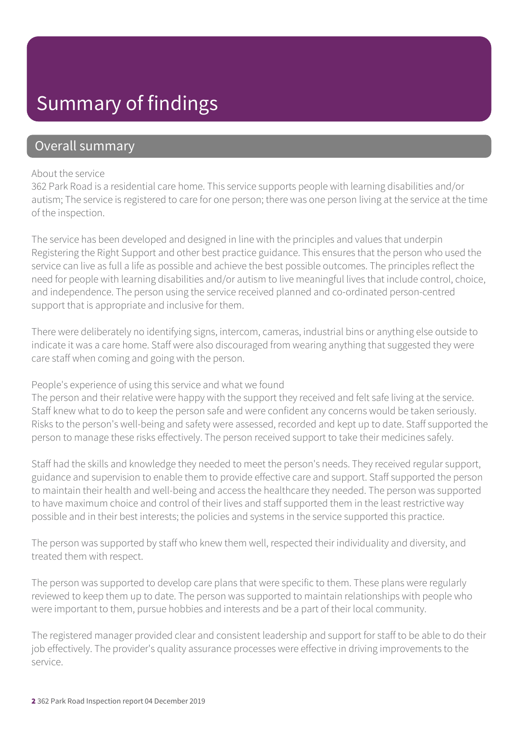# Summary of findings

## Overall summary

About the service

362 Park Road is a residential care home. This service supports people with learning disabilities and/or autism; The service is registered to care for one person; there was one person living at the service at the time of the inspection.

The service has been developed and designed in line with the principles and values that underpin Registering the Right Support and other best practice guidance. This ensures that the person who used the service can live as full a life as possible and achieve the best possible outcomes. The principles reflect the need for people with learning disabilities and/or autism to live meaningful lives that include control, choice, and independence. The person using the service received planned and co-ordinated person-centred support that is appropriate and inclusive for them.

There were deliberately no identifying signs, intercom, cameras, industrial bins or anything else outside to indicate it was a care home. Staff were also discouraged from wearing anything that suggested they were care staff when coming and going with the person.

People's experience of using this service and what we found

The person and their relative were happy with the support they received and felt safe living at the service. Staff knew what to do to keep the person safe and were confident any concerns would be taken seriously. Risks to the person's well-being and safety were assessed, recorded and kept up to date. Staff supported the person to manage these risks effectively. The person received support to take their medicines safely.

Staff had the skills and knowledge they needed to meet the person's needs. They received regular support, guidance and supervision to enable them to provide effective care and support. Staff supported the person to maintain their health and well-being and access the healthcare they needed. The person was supported to have maximum choice and control of their lives and staff supported them in the least restrictive way possible and in their best interests; the policies and systems in the service supported this practice.

The person was supported by staff who knew them well, respected their individuality and diversity, and treated them with respect.

The person was supported to develop care plans that were specific to them. These plans were regularly reviewed to keep them up to date. The person was supported to maintain relationships with people who were important to them, pursue hobbies and interests and be a part of their local community.

The registered manager provided clear and consistent leadership and support for staff to be able to do their job effectively. The provider's quality assurance processes were effective in driving improvements to the service.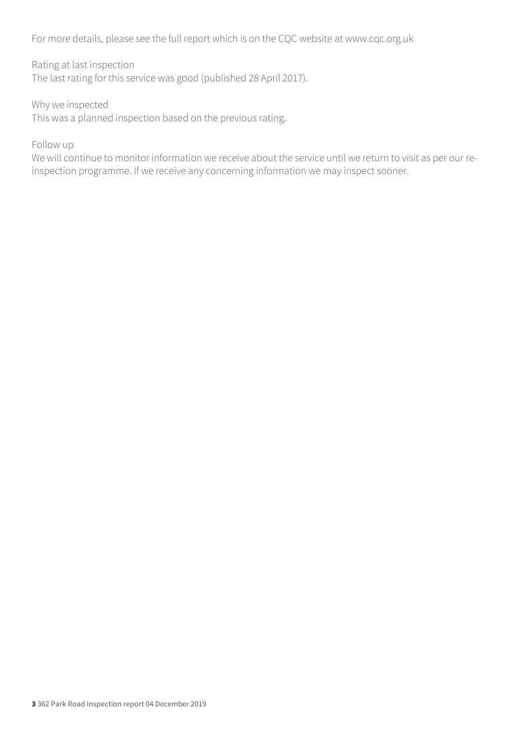For more details, please see the full report which is on the CQC website at www.cqc.org.uk

Rating at last inspection
The last rating for this service was good (published 28 April 2017).

Why we inspected
This was a planned inspection based on the previous rating.

Follow up
We will continue to monitor information we receive about the service until we return to visit as per our re-inspection programme. If we receive any concerning information we may inspect sooner.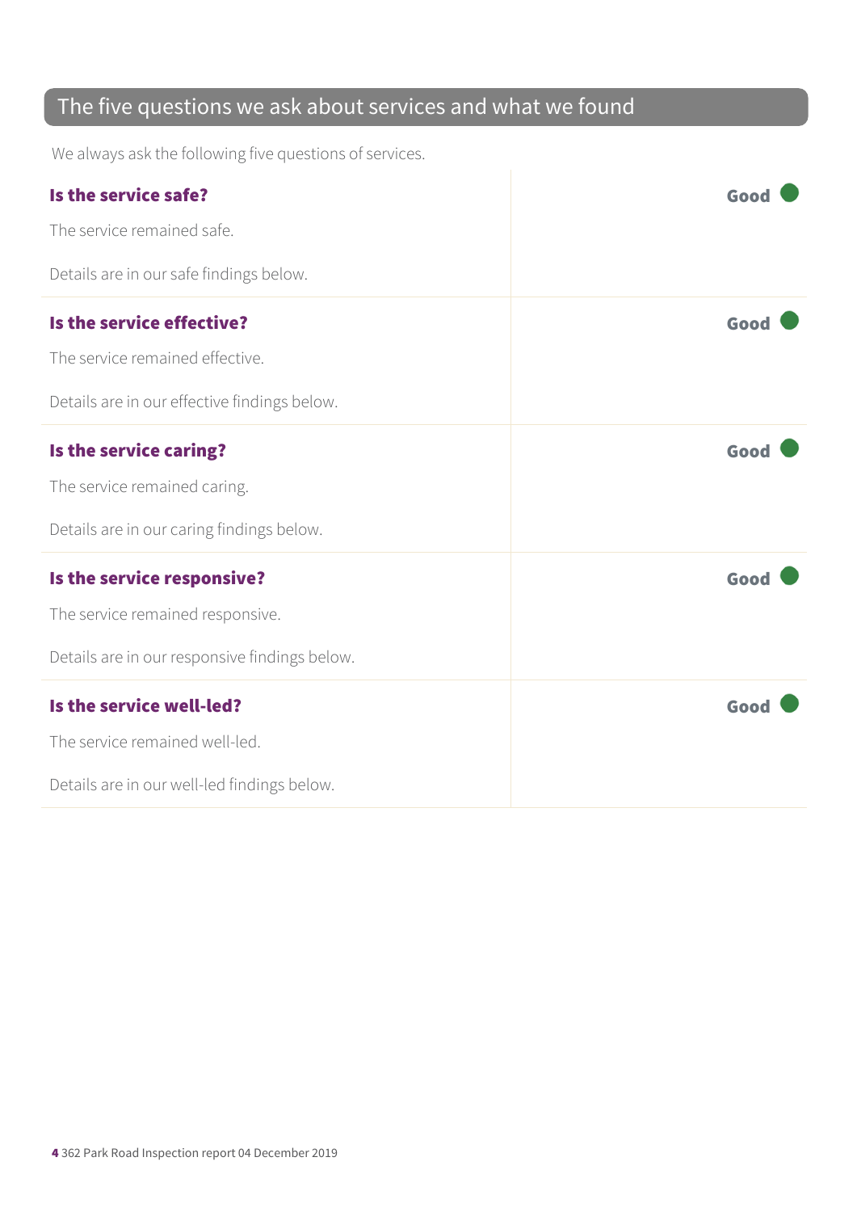## The five questions we ask about services and what we found

We always ask the following five questions of services.

### Is the service safe? — Good

The service remained safe.

Details are in our safe findings below.

### Is the service effective? — Good

The service remained effective.

Details are in our effective findings below.

### Is the service caring? — Good

The service remained caring.

Details are in our caring findings below.

### Is the service responsive? — Good

The service remained responsive.

Details are in our responsive findings below.

### Is the service well-led? — Good

The service remained well-led.

Details are in our well-led findings below.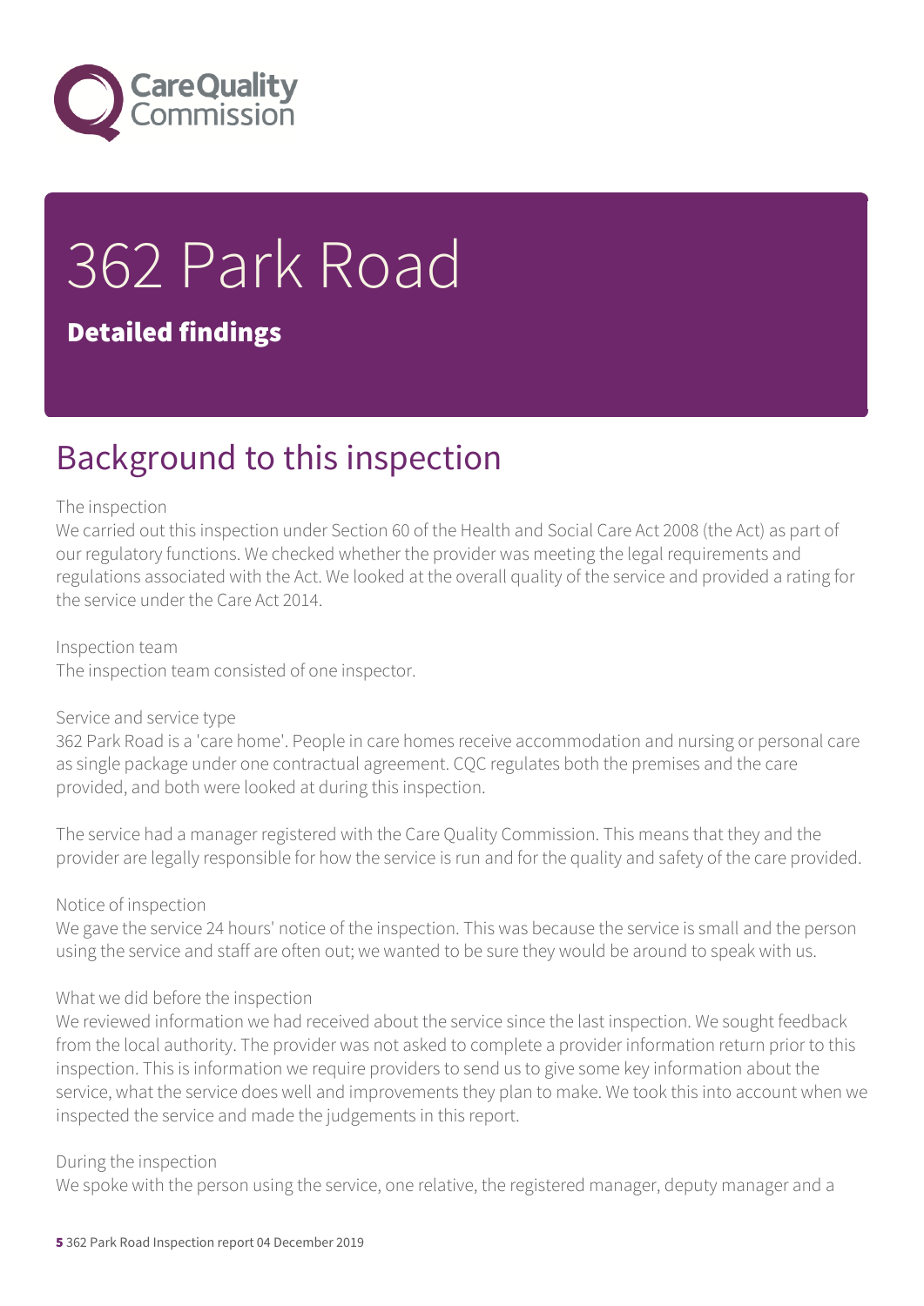# 362 Park Road

## Detailed findings

## Background to this inspection

The inspection

We carried out this inspection under Section 60 of the Health and Social Care Act 2008 (the Act) as part of our regulatory functions. We checked whether the provider was meeting the legal requirements and regulations associated with the Act. We looked at the overall quality of the service and provided a rating for the service under the Care Act 2014.

Inspection team

The inspection team consisted of one inspector.

Service and service type

362 Park Road is a 'care home'. People in care homes receive accommodation and nursing or personal care as single package under one contractual agreement. CQC regulates both the premises and the care provided, and both were looked at during this inspection.

The service had a manager registered with the Care Quality Commission. This means that they and the provider are legally responsible for how the service is run and for the quality and safety of the care provided.

Notice of inspection

We gave the service 24 hours' notice of the inspection. This was because the service is small and the person using the service and staff are often out; we wanted to be sure they would be around to speak with us.

What we did before the inspection

We reviewed information we had received about the service since the last inspection. We sought feedback from the local authority. The provider was not asked to complete a provider information return prior to this inspection. This is information we require providers to send us to give some key information about the service, what the service does well and improvements they plan to make. We took this into account when we inspected the service and made the judgements in this report.

During the inspection

We spoke with the person using the service, one relative, the registered manager, deputy manager and a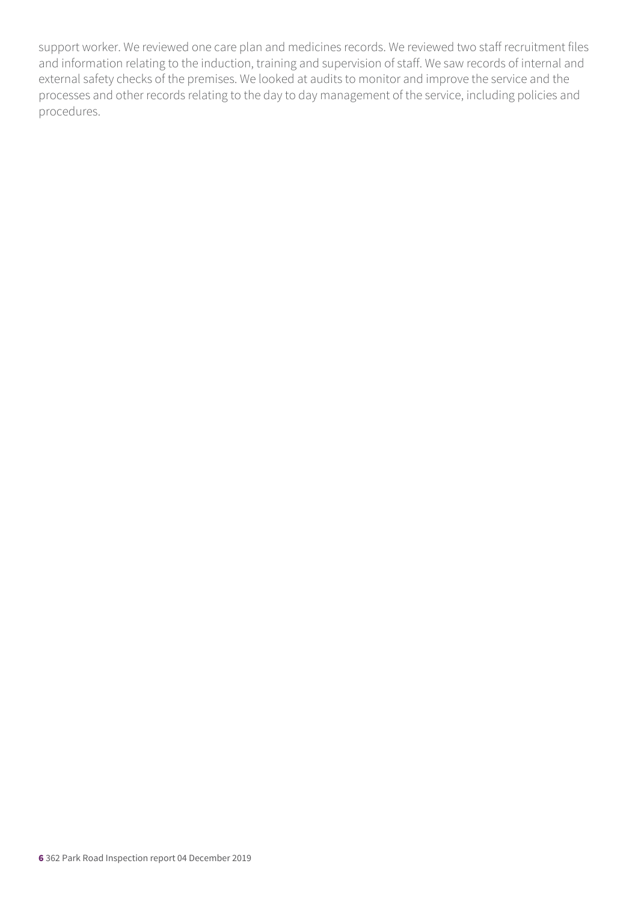support worker. We reviewed one care plan and medicines records. We reviewed two staff recruitment files and information relating to the induction, training and supervision of staff. We saw records of internal and external safety checks of the premises. We looked at audits to monitor and improve the service and the processes and other records relating to the day to day management of the service, including policies and procedures.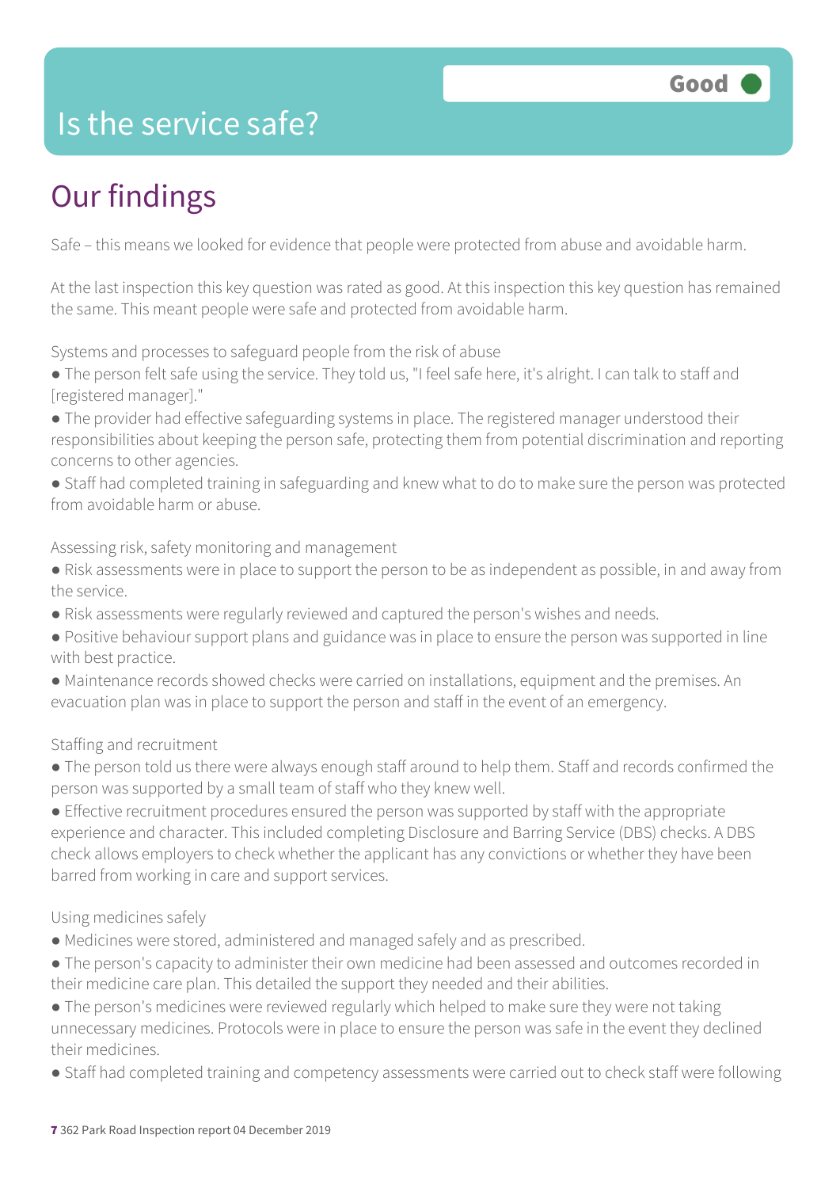# Is the service safe?

Good

## Our findings

Safe – this means we looked for evidence that people were protected from abuse and avoidable harm.

At the last inspection this key question was rated as good. At this inspection this key question has remained the same. This meant people were safe and protected from avoidable harm.

Systems and processes to safeguard people from the risk of abuse

- The person felt safe using the service. They told us, "I feel safe here, it's alright. I can talk to staff and [registered manager]."
- The provider had effective safeguarding systems in place. The registered manager understood their responsibilities about keeping the person safe, protecting them from potential discrimination and reporting concerns to other agencies.
- Staff had completed training in safeguarding and knew what to do to make sure the person was protected from avoidable harm or abuse.

Assessing risk, safety monitoring and management

- Risk assessments were in place to support the person to be as independent as possible, in and away from the service.
- Risk assessments were regularly reviewed and captured the person's wishes and needs.
- Positive behaviour support plans and guidance was in place to ensure the person was supported in line with best practice.
- Maintenance records showed checks were carried on installations, equipment and the premises. An evacuation plan was in place to support the person and staff in the event of an emergency.

Staffing and recruitment

- The person told us there were always enough staff around to help them. Staff and records confirmed the person was supported by a small team of staff who they knew well.
- Effective recruitment procedures ensured the person was supported by staff with the appropriate experience and character. This included completing Disclosure and Barring Service (DBS) checks. A DBS check allows employers to check whether the applicant has any convictions or whether they have been barred from working in care and support services.

Using medicines safely

- Medicines were stored, administered and managed safely and as prescribed.
- The person's capacity to administer their own medicine had been assessed and outcomes recorded in their medicine care plan. This detailed the support they needed and their abilities.
- The person's medicines were reviewed regularly which helped to make sure they were not taking unnecessary medicines. Protocols were in place to ensure the person was safe in the event they declined their medicines.
- Staff had completed training and competency assessments were carried out to check staff were following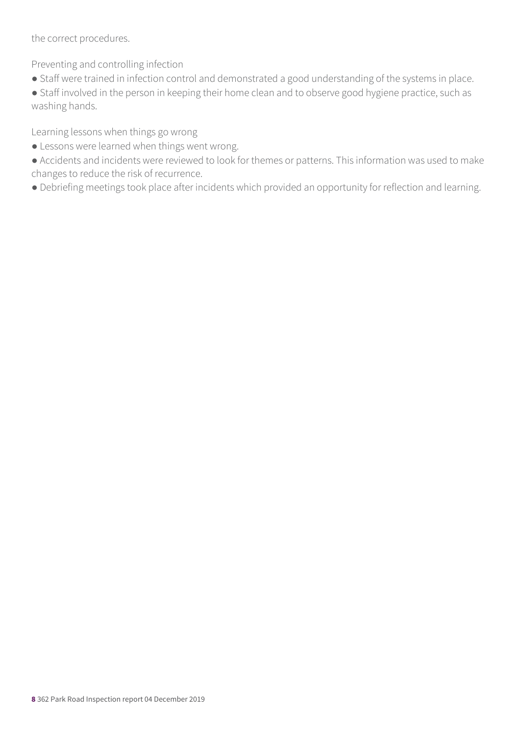the correct procedures.

Preventing and controlling infection

- Staff were trained in infection control and demonstrated a good understanding of the systems in place.
- Staff involved in the person in keeping their home clean and to observe good hygiene practice, such as washing hands.

Learning lessons when things go wrong

- Lessons were learned when things went wrong.
- Accidents and incidents were reviewed to look for themes or patterns. This information was used to make changes to reduce the risk of recurrence.
- Debriefing meetings took place after incidents which provided an opportunity for reflection and learning.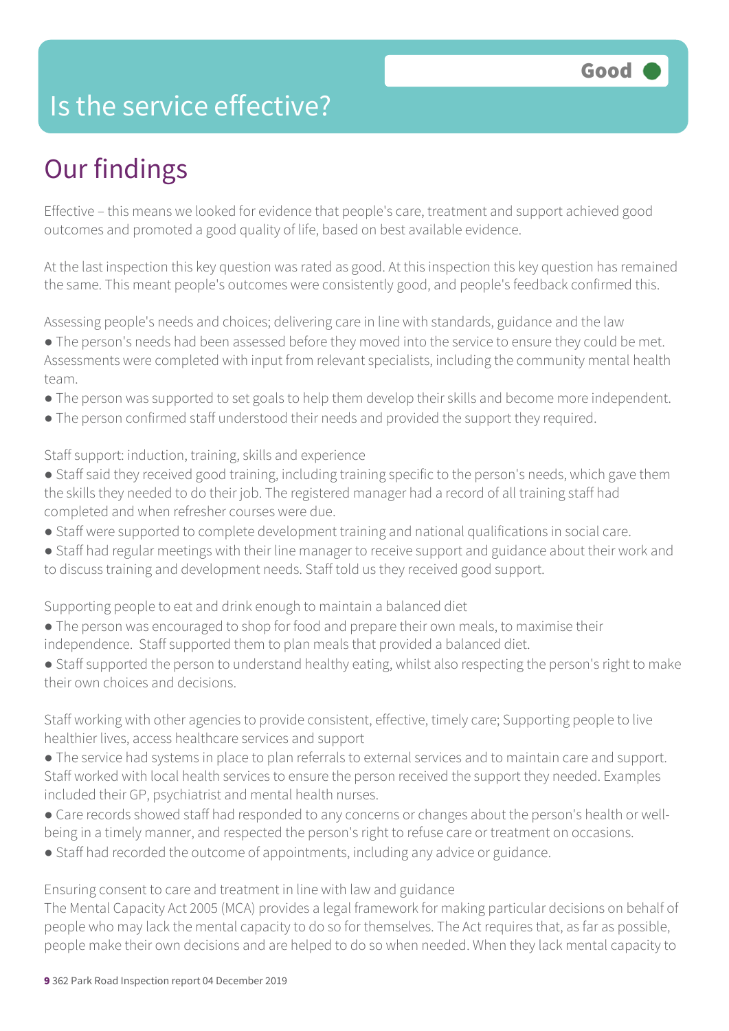# Is the service effective?

Good

## Our findings

Effective – this means we looked for evidence that people's care, treatment and support achieved good outcomes and promoted a good quality of life, based on best available evidence.

At the last inspection this key question was rated as good. At this inspection this key question has remained the same. This meant people's outcomes were consistently good, and people's feedback confirmed this.

Assessing people's needs and choices; delivering care in line with standards, guidance and the law

- The person's needs had been assessed before they moved into the service to ensure they could be met. Assessments were completed with input from relevant specialists, including the community mental health team.
- The person was supported to set goals to help them develop their skills and become more independent.
- The person confirmed staff understood their needs and provided the support they required.

Staff support: induction, training, skills and experience

- Staff said they received good training, including training specific to the person's needs, which gave them the skills they needed to do their job. The registered manager had a record of all training staff had completed and when refresher courses were due.
- Staff were supported to complete development training and national qualifications in social care.
- Staff had regular meetings with their line manager to receive support and guidance about their work and to discuss training and development needs. Staff told us they received good support.

Supporting people to eat and drink enough to maintain a balanced diet

- The person was encouraged to shop for food and prepare their own meals, to maximise their independence. Staff supported them to plan meals that provided a balanced diet.
- Staff supported the person to understand healthy eating, whilst also respecting the person's right to make their own choices and decisions.

Staff working with other agencies to provide consistent, effective, timely care; Supporting people to live healthier lives, access healthcare services and support

- The service had systems in place to plan referrals to external services and to maintain care and support. Staff worked with local health services to ensure the person received the support they needed. Examples included their GP, psychiatrist and mental health nurses.
- Care records showed staff had responded to any concerns or changes about the person's health or well-being in a timely manner, and respected the person's right to refuse care or treatment on occasions.
- Staff had recorded the outcome of appointments, including any advice or guidance.

Ensuring consent to care and treatment in line with law and guidance

The Mental Capacity Act 2005 (MCA) provides a legal framework for making particular decisions on behalf of people who may lack the mental capacity to do so for themselves. The Act requires that, as far as possible, people make their own decisions and are helped to do so when needed. When they lack mental capacity to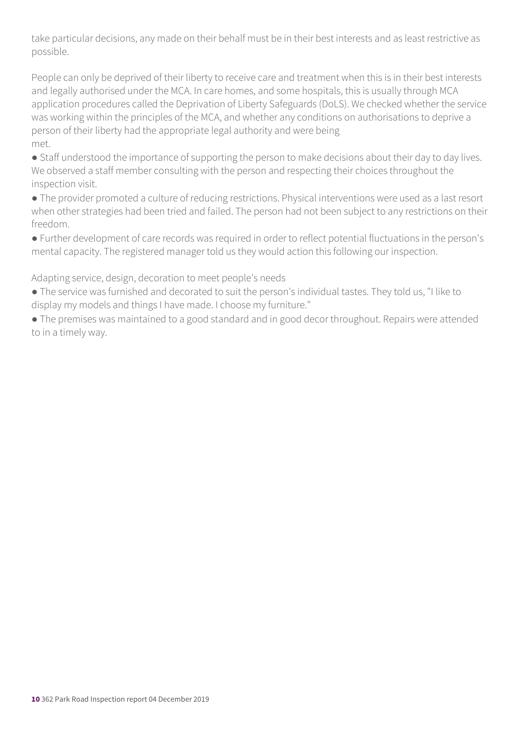take particular decisions, any made on their behalf must be in their best interests and as least restrictive as possible.

People can only be deprived of their liberty to receive care and treatment when this is in their best interests and legally authorised under the MCA. In care homes, and some hospitals, this is usually through MCA application procedures called the Deprivation of Liberty Safeguards (DoLS). We checked whether the service was working within the principles of the MCA, and whether any conditions on authorisations to deprive a person of their liberty had the appropriate legal authority and were being met.

- Staff understood the importance of supporting the person to make decisions about their day to day lives. We observed a staff member consulting with the person and respecting their choices throughout the inspection visit.
- The provider promoted a culture of reducing restrictions. Physical interventions were used as a last resort when other strategies had been tried and failed. The person had not been subject to any restrictions on their freedom.
- Further development of care records was required in order to reflect potential fluctuations in the person's mental capacity. The registered manager told us they would action this following our inspection.

Adapting service, design, decoration to meet people's needs

- The service was furnished and decorated to suit the person's individual tastes. They told us, "I like to display my models and things I have made. I choose my furniture."
- The premises was maintained to a good standard and in good decor throughout. Repairs were attended to in a timely way.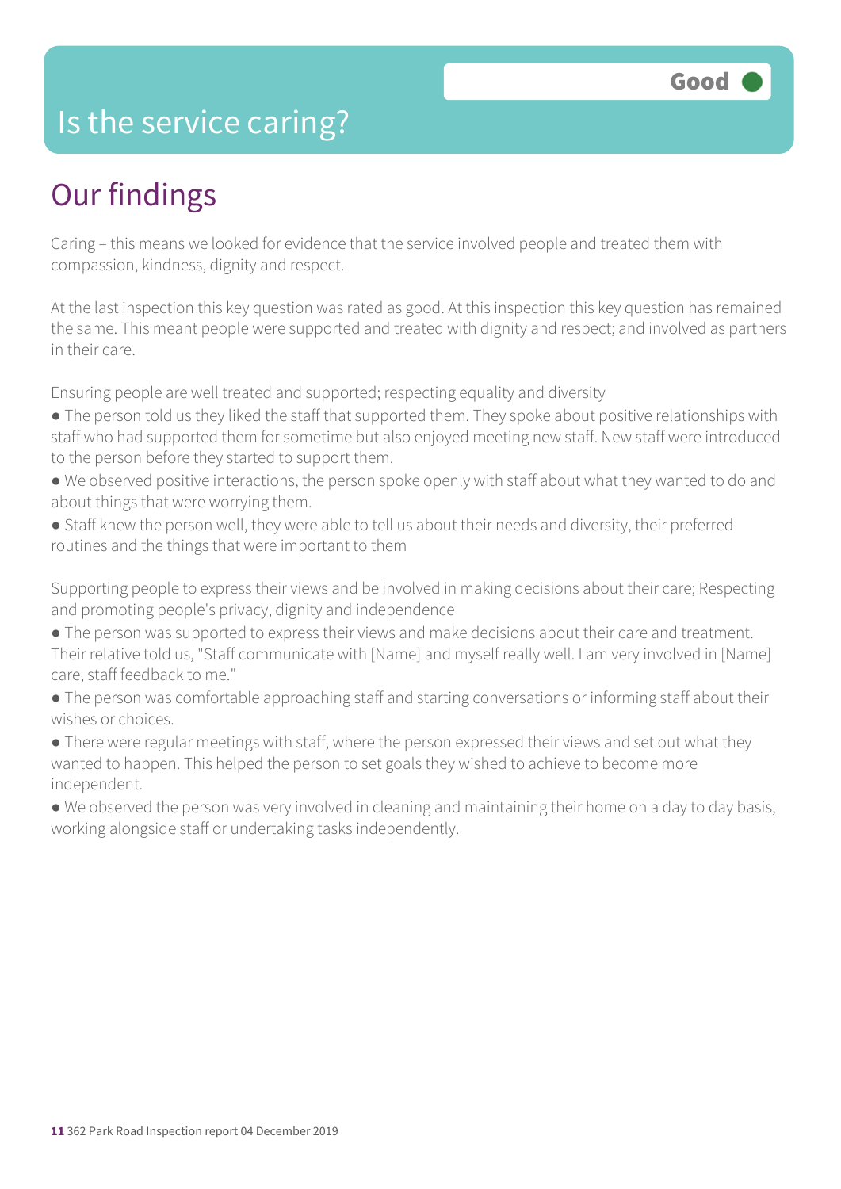# Is the service caring?

Good

## Our findings

Caring – this means we looked for evidence that the service involved people and treated them with compassion, kindness, dignity and respect.

At the last inspection this key question was rated as good. At this inspection this key question has remained the same. This meant people were supported and treated with dignity and respect; and involved as partners in their care.

Ensuring people are well treated and supported; respecting equality and diversity

- The person told us they liked the staff that supported them. They spoke about positive relationships with staff who had supported them for sometime but also enjoyed meeting new staff. New staff were introduced to the person before they started to support them.
- We observed positive interactions, the person spoke openly with staff about what they wanted to do and about things that were worrying them.
- Staff knew the person well, they were able to tell us about their needs and diversity, their preferred routines and the things that were important to them

Supporting people to express their views and be involved in making decisions about their care; Respecting and promoting people's privacy, dignity and independence

- The person was supported to express their views and make decisions about their care and treatment. Their relative told us, "Staff communicate with [Name] and myself really well. I am very involved in [Name] care, staff feedback to me."
- The person was comfortable approaching staff and starting conversations or informing staff about their wishes or choices.
- There were regular meetings with staff, where the person expressed their views and set out what they wanted to happen. This helped the person to set goals they wished to achieve to become more independent.
- We observed the person was very involved in cleaning and maintaining their home on a day to day basis, working alongside staff or undertaking tasks independently.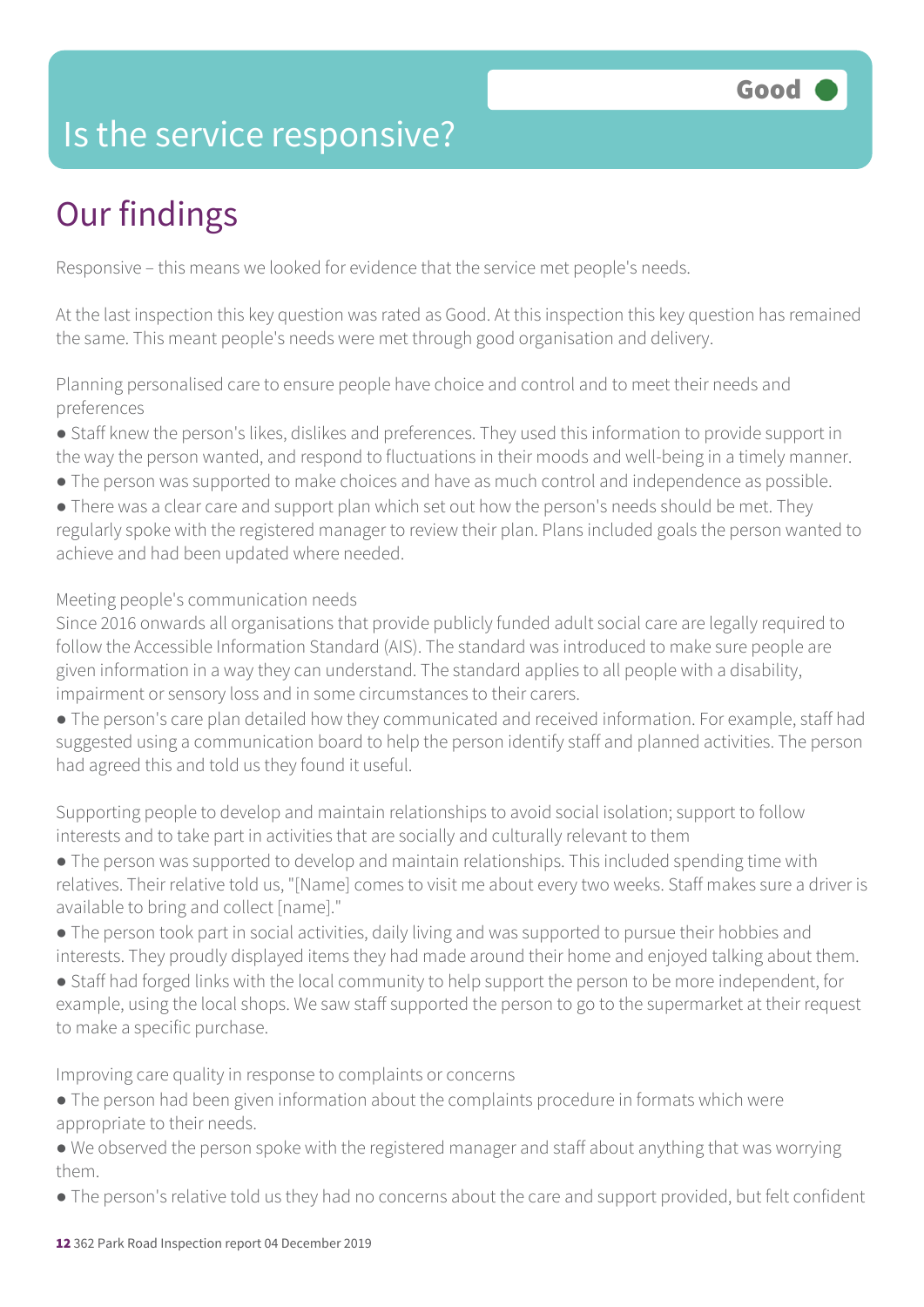# Is the service responsive?

**Good**

## Our findings

Responsive – this means we looked for evidence that the service met people's needs.

At the last inspection this key question was rated as Good. At this inspection this key question has remained the same. This meant people's needs were met through good organisation and delivery.

Planning personalised care to ensure people have choice and control and to meet their needs and preferences

- Staff knew the person's likes, dislikes and preferences. They used this information to provide support in the way the person wanted, and respond to fluctuations in their moods and well-being in a timely manner.
- The person was supported to make choices and have as much control and independence as possible.
- There was a clear care and support plan which set out how the person's needs should be met. They regularly spoke with the registered manager to review their plan. Plans included goals the person wanted to achieve and had been updated where needed.

Meeting people's communication needs

Since 2016 onwards all organisations that provide publicly funded adult social care are legally required to follow the Accessible Information Standard (AIS). The standard was introduced to make sure people are given information in a way they can understand. The standard applies to all people with a disability, impairment or sensory loss and in some circumstances to their carers.

- The person's care plan detailed how they communicated and received information. For example, staff had suggested using a communication board to help the person identify staff and planned activities. The person had agreed this and told us they found it useful.

Supporting people to develop and maintain relationships to avoid social isolation; support to follow interests and to take part in activities that are socially and culturally relevant to them

- The person was supported to develop and maintain relationships. This included spending time with relatives. Their relative told us, "[Name] comes to visit me about every two weeks. Staff makes sure a driver is available to bring and collect [name]."
- The person took part in social activities, daily living and was supported to pursue their hobbies and interests. They proudly displayed items they had made around their home and enjoyed talking about them.
- Staff had forged links with the local community to help support the person to be more independent, for example, using the local shops. We saw staff supported the person to go to the supermarket at their request to make a specific purchase.

Improving care quality in response to complaints or concerns

- The person had been given information about the complaints procedure in formats which were appropriate to their needs.
- We observed the person spoke with the registered manager and staff about anything that was worrying them.
- The person's relative told us they had no concerns about the care and support provided, but felt confident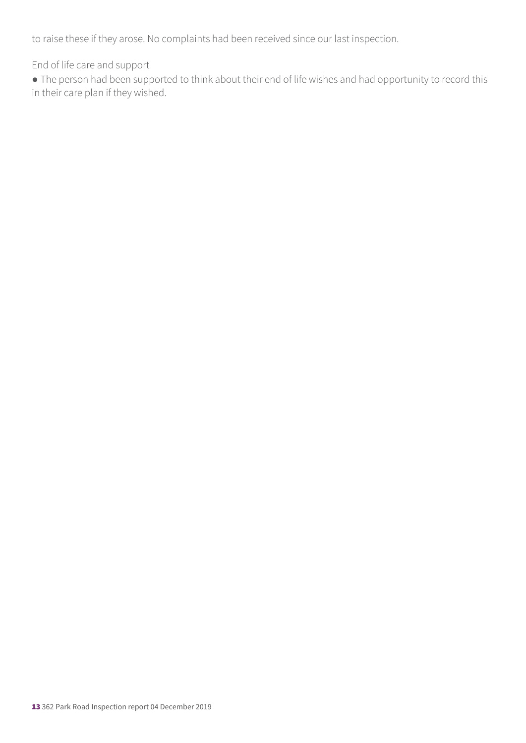to raise these if they arose. No complaints had been received since our last inspection.

End of life care and support

- The person had been supported to think about their end of life wishes and had opportunity to record this in their care plan if they wished.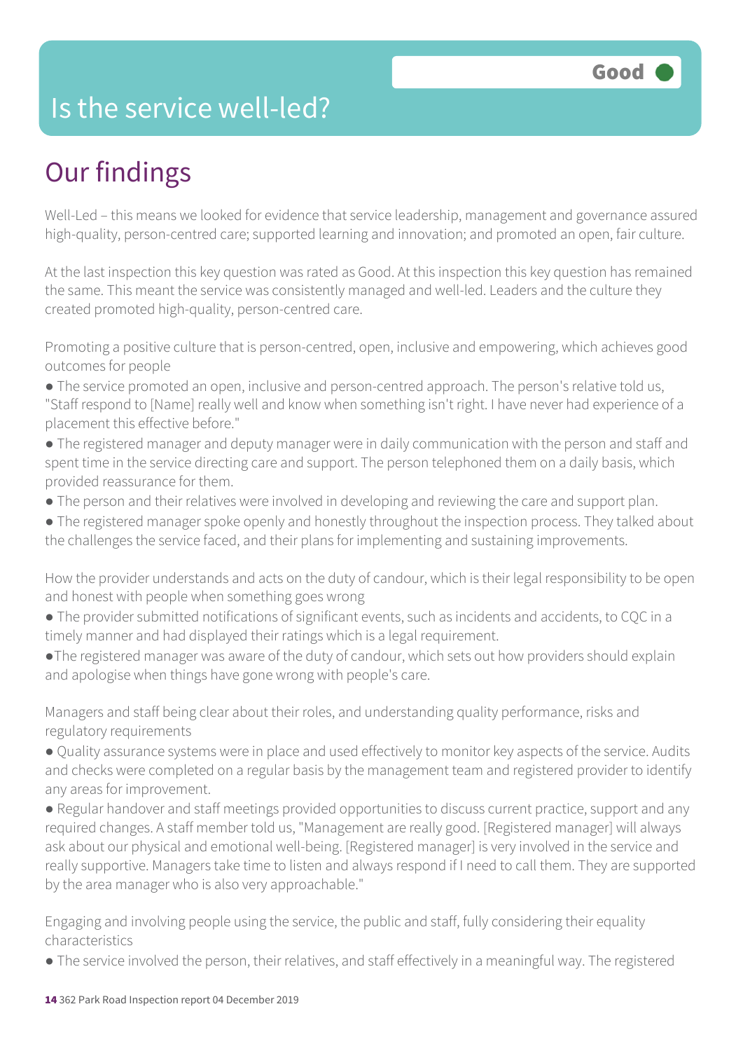# Is the service well-led?

**Good**

## Our findings

Well-Led – this means we looked for evidence that service leadership, management and governance assured high-quality, person-centred care; supported learning and innovation; and promoted an open, fair culture.

At the last inspection this key question was rated as Good. At this inspection this key question has remained the same. This meant the service was consistently managed and well-led. Leaders and the culture they created promoted high-quality, person-centred care.

Promoting a positive culture that is person-centred, open, inclusive and empowering, which achieves good outcomes for people

- The service promoted an open, inclusive and person-centred approach. The person's relative told us, "Staff respond to [Name] really well and know when something isn't right. I have never had experience of a placement this effective before."
- The registered manager and deputy manager were in daily communication with the person and staff and spent time in the service directing care and support. The person telephoned them on a daily basis, which provided reassurance for them.
- The person and their relatives were involved in developing and reviewing the care and support plan.
- The registered manager spoke openly and honestly throughout the inspection process. They talked about the challenges the service faced, and their plans for implementing and sustaining improvements.

How the provider understands and acts on the duty of candour, which is their legal responsibility to be open and honest with people when something goes wrong

- The provider submitted notifications of significant events, such as incidents and accidents, to CQC in a timely manner and had displayed their ratings which is a legal requirement.
- The registered manager was aware of the duty of candour, which sets out how providers should explain and apologise when things have gone wrong with people's care.

Managers and staff being clear about their roles, and understanding quality performance, risks and regulatory requirements

- Quality assurance systems were in place and used effectively to monitor key aspects of the service. Audits and checks were completed on a regular basis by the management team and registered provider to identify any areas for improvement.
- Regular handover and staff meetings provided opportunities to discuss current practice, support and any required changes. A staff member told us, "Management are really good. [Registered manager] will always ask about our physical and emotional well-being. [Registered manager] is very involved in the service and really supportive. Managers take time to listen and always respond if I need to call them. They are supported by the area manager who is also very approachable."

Engaging and involving people using the service, the public and staff, fully considering their equality characteristics

- The service involved the person, their relatives, and staff effectively in a meaningful way. The registered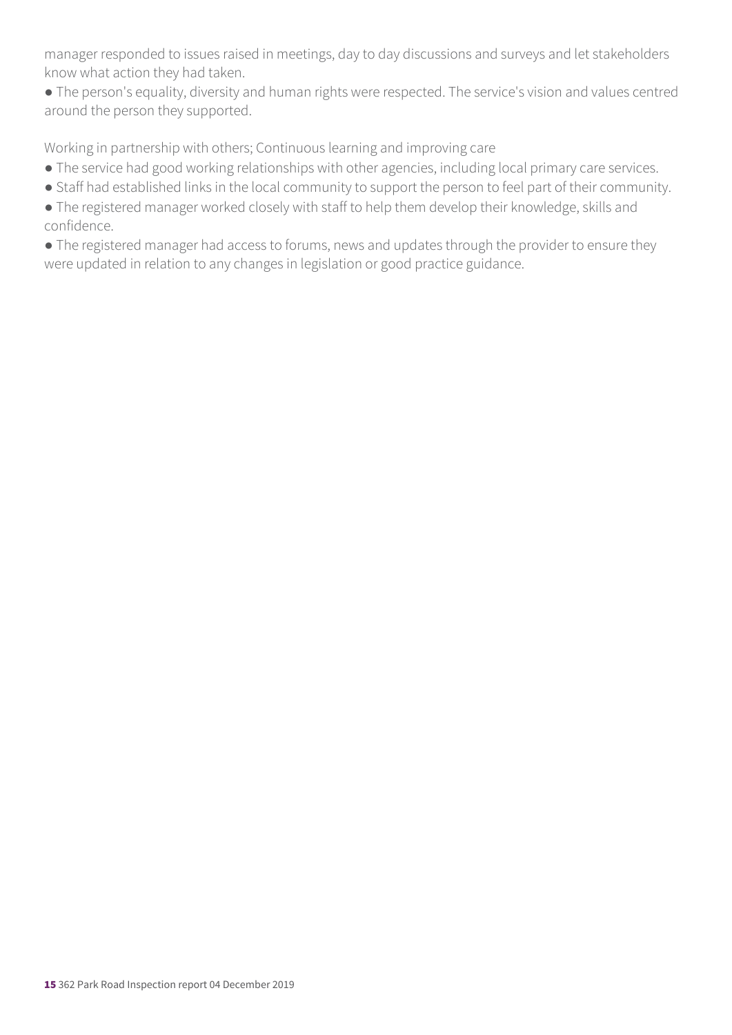manager responded to issues raised in meetings, day to day discussions and surveys and let stakeholders know what action they had taken.

- The person's equality, diversity and human rights were respected. The service's vision and values centred around the person they supported.

Working in partnership with others; Continuous learning and improving care

- The service had good working relationships with other agencies, including local primary care services.
- Staff had established links in the local community to support the person to feel part of their community.
- The registered manager worked closely with staff to help them develop their knowledge, skills and confidence.
- The registered manager had access to forums, news and updates through the provider to ensure they were updated in relation to any changes in legislation or good practice guidance.